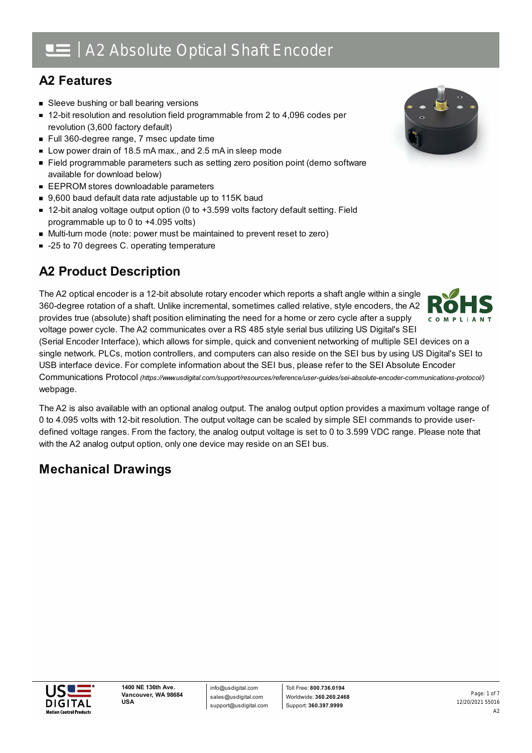# A2 Absolute Optical Shaft Encoder

## A2 Features

- Sleeve bushing or ball bearing versions
- 12-bit resolution and resolution field programmable from 2 to 4,096 codes per revolution (3,600 factory default)
- Full 360-degree range, 7 msec update time
- Low power drain of 18.5 mA max., and 2.5 mA in sleep mode
- Field programmable parameters such as setting zero position point (demo software available for download below)
- EEPROM stores downloadable parameters
- 9,600 baud default data rate adjustable up to 115K baud
- 12-bit analog voltage output option (0 to +3.599 volts factory default setting. Field programmable up to 0 to +4.095 volts)
- Multi-turn mode (note: power must be maintained to prevent reset to zero)
- -25 to 70 degrees C. operating temperature

## A2 Product Description

The A2 optical encoder is a 12-bit absolute rotary encoder which reports a shaft angle within a single 360-degree rotation of a shaft. Unlike incremental, sometimes called relative, style encoders, the A2 provides true (absolute) shaft position eliminating the need for a home or zero cycle after a supply voltage power cycle. The A2 communicates over a RS 485 style serial bus utilizing US Digital's SEI (Serial Encoder Interface), which allows for simple, quick and convenient networking of multiple SEI devices on a single network. PLCs, motion controllers, and computers can also reside on the SEI bus by using US Digital's SEI to USB interface device. For complete information about the SEI bus, please refer to the SEI Absolute Encoder Communications Protocol *(https://www.usdigital.com/support/resources/reference/user-guides/sei-absolute-encoder-communications-protocol/)* webpage.

The A2 is also available with an optional analog output. The analog output option provides a maximum voltage range of 0 to 4.095 volts with 12-bit resolution. The output voltage can be scaled by simple SEI commands to provide user-defined voltage ranges. From the factory, the analog output voltage is set to 0 to 3.599 VDC range. Please note that with the A2 analog output option, only one device may reside on an SEI bus.

## Mechanical Drawings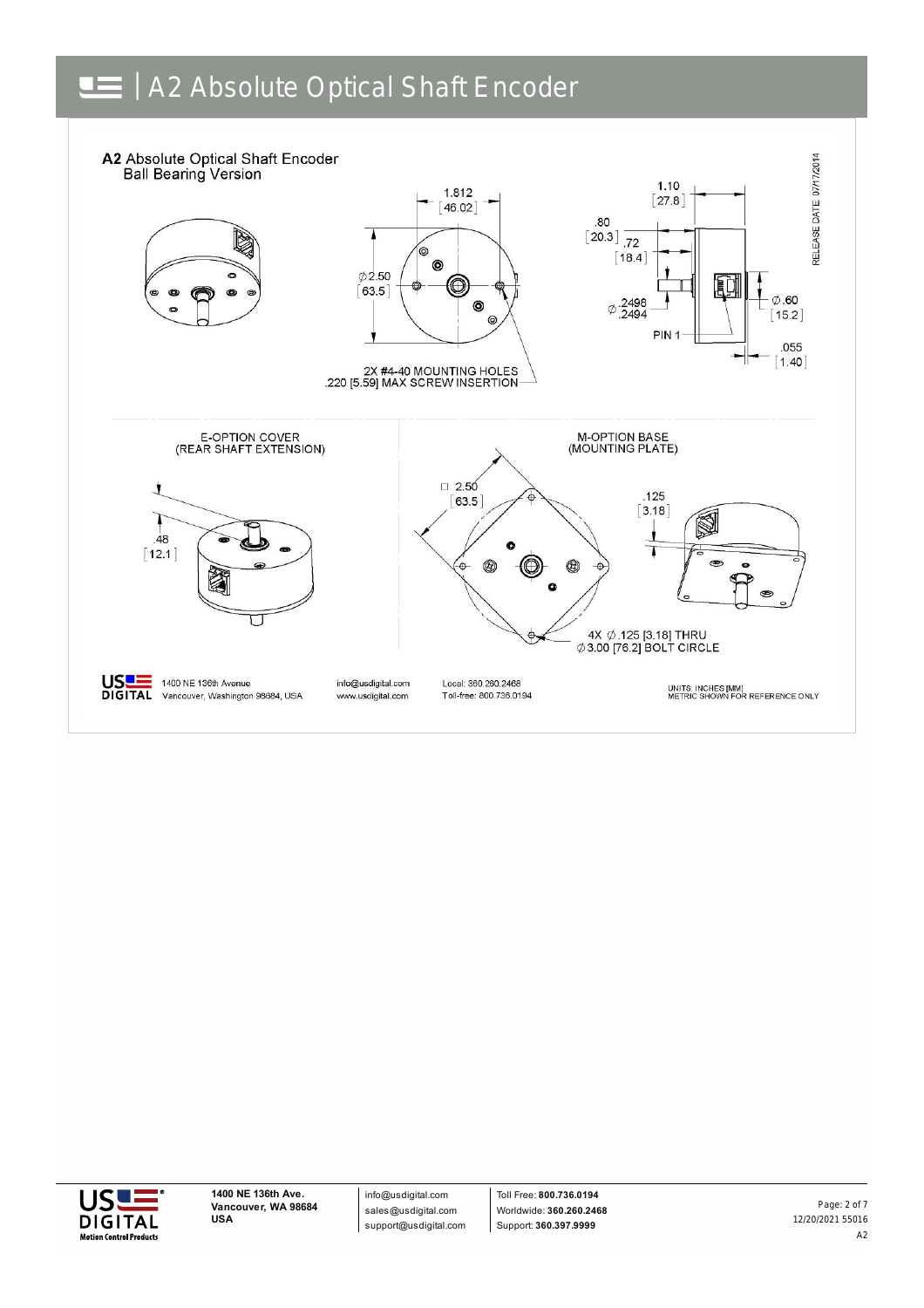# A2 Absolute Optical Shaft Encoder

**A2** Absolute Optical Shaft Encoder
Ball Bearing Version

1.812 [46.02]

∅2.50 [63.5]

2X #4-40 MOUNTING HOLES
.220 [5.59] MAX SCREW INSERTION

1.10 [27.8]

.80 [20.3]

.72 [18.4]

∅ .2498 / .2494

PIN 1

∅.60 [15.2]

.055 [1.40]

RELEASE DATE: 07/17/2014

E-OPTION COVER
(REAR SHAFT EXTENSION)

.48 [12.1]

M-OPTION BASE
(MOUNTING PLATE)

□ 2.50 [63.5]

.125 [3.18]

4X ∅.125 [3.18] THRU
∅3.00 [76.2] BOLT CIRCLE

US DIGITAL 1400 NE 136th Avenue Vancouver, Washington 98684, USA

info@usdigital.com www.usdigital.com

Local: 360.260.2468 Toll-free: 800.736.0194

UNITS: INCHES [MM]
METRIC SHOWN FOR REFERENCE ONLY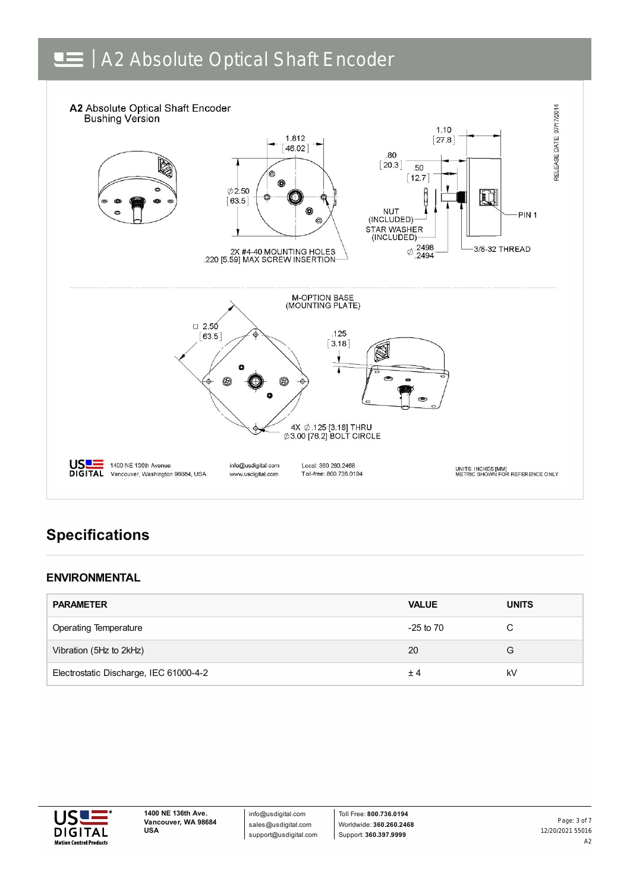# A2 Absolute Optical Shaft Encoder

**A2** Absolute Optical Shaft Encoder
Bushing Version

1.812 [46.02]

∅2.50 [63.5]

2X #4-40 MOUNTING HOLES
.220 [5.59] MAX SCREW INSERTION

1.10 [27.8]

.80 [20.3]

.50 [12.7]

NUT (INCLUDED)

STAR WASHER (INCLUDED)

∅ .2498 .2494

3/8-32 THREAD

PIN 1

RELEASE DATE: 07/17/2014

M-OPTION BASE (MOUNTING PLATE)

□ 2.50 [63.5]

.125 [3.18]

4X ∅.125 [3.18] THRU
∅3.00 [76.2] BOLT CIRCLE

US DIGITAL 1400 NE 136th Avenue Vancouver, Washington 98684, USA — info@usdigital.com www.usdigital.com — Local: 360.260.2468 Toll-free: 800.736.0194

UNITS: INCHES [MM]
METRIC SHOWN FOR REFERENCE ONLY

## Specifications

### ENVIRONMENTAL

| PARAMETER | VALUE | UNITS |
| --- | --- | --- |
| Operating Temperature | -25 to 70 | C |
| Vibration (5Hz to 2kHz) | 20 | G |
| Electrostatic Discharge, IEC 61000-4-2 | ± 4 | kV |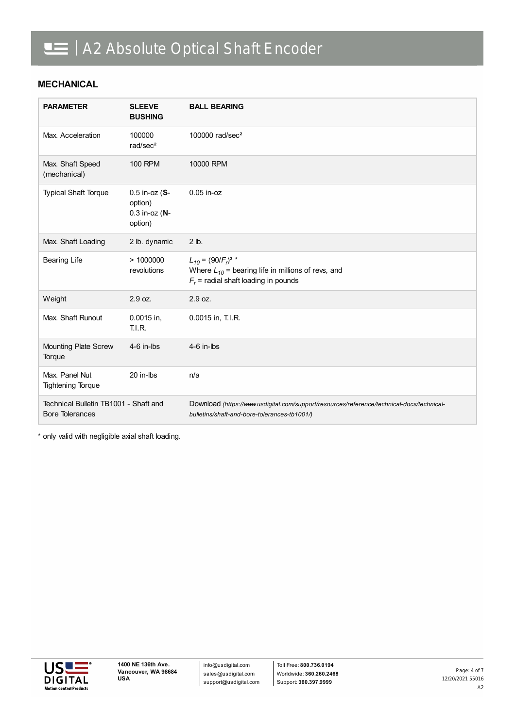## MECHANICAL

| PARAMETER | SLEEVE BUSHING | BALL BEARING |
|---|---|---|
| Max. Acceleration | 100000 rad/sec² | 100000 rad/sec² |
| Max. Shaft Speed (mechanical) | 100 RPM | 10000 RPM |
| Typical Shaft Torque | 0.5 in-oz (**S**-option)<br>0.3 in-oz (**N**-option) | 0.05 in-oz |
| Max. Shaft Loading | 2 lb. dynamic | 2 lb. |
| Bearing Life | > 1000000 revolutions | $L_{10} = (90/F_r)^3$ *<br>Where $L_{10}$ = bearing life in millions of revs, and<br>$F_r$ = radial shaft loading in pounds |
| Weight | 2.9 oz. | 2.9 oz. |
| Max. Shaft Runout | 0.0015 in, T.I.R. | 0.0015 in, T.I.R. |
| Mounting Plate Screw Torque | 4-6 in-lbs | 4-6 in-lbs |
| Max. Panel Nut Tightening Torque | 20 in-lbs | n/a |
| Technical Bulletin TB1001 - Shaft and Bore Tolerances | | Download *(https://www.usdigital.com/support/resources/reference/technical-docs/technical-bulletins/shaft-and-bore-tolerances-tb1001/)* |

* only valid with negligible axial shaft loading.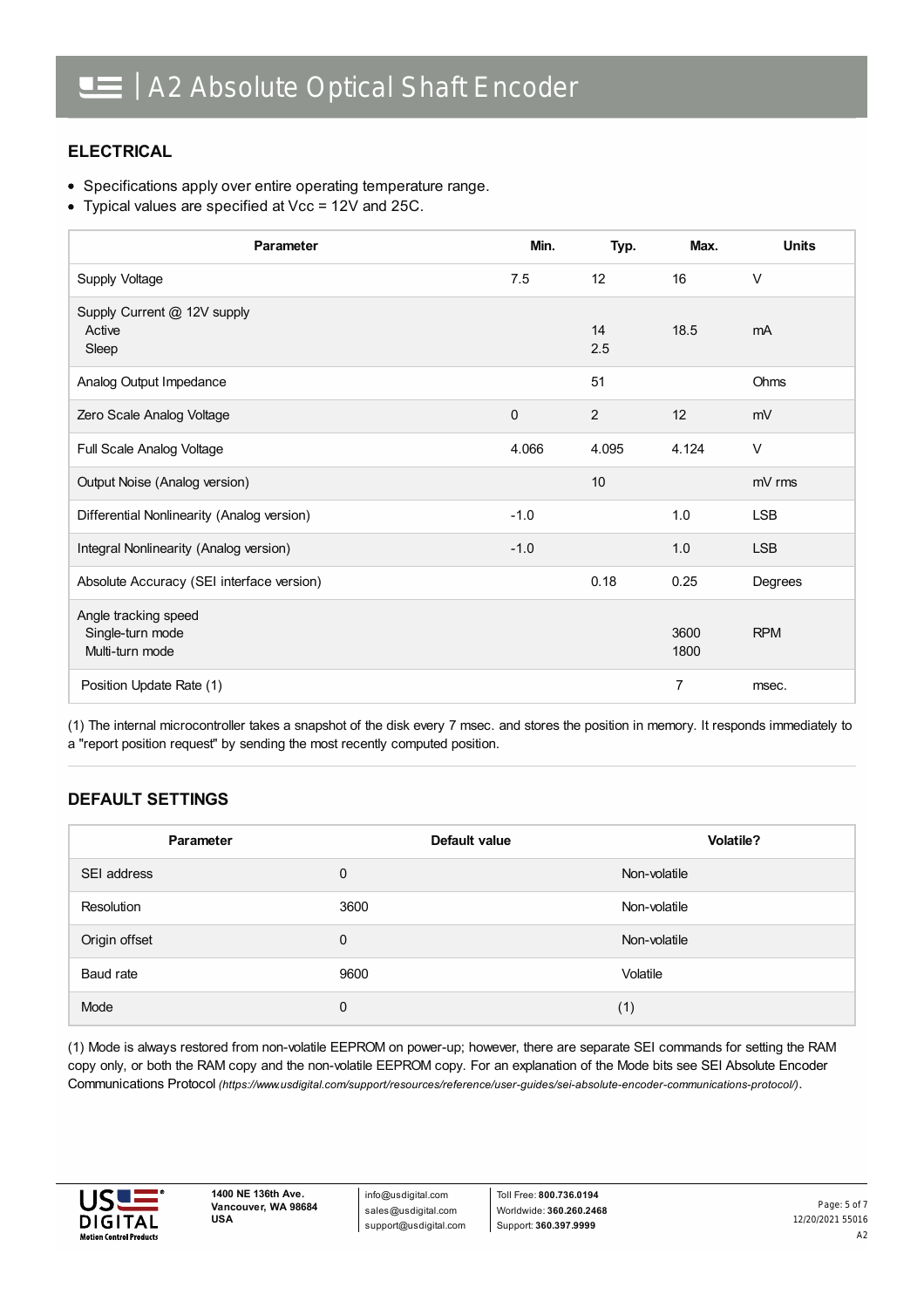## ELECTRICAL

- Specifications apply over entire operating temperature range.
- Typical values are specified at Vcc = 12V and 25C.

| Parameter | Min. | Typ. | Max. | Units |
|---|---|---|---|---|
| Supply Voltage | 7.5 | 12 | 16 | V |
| Supply Current @ 12V supply<br>Active<br>Sleep | | 14<br>2.5 | 18.5 | mA |
| Analog Output Impedance | | 51 | | Ohms |
| Zero Scale Analog Voltage | 0 | 2 | 12 | mV |
| Full Scale Analog Voltage | 4.066 | 4.095 | 4.124 | V |
| Output Noise (Analog version) | | 10 | | mV rms |
| Differential Nonlinearity (Analog version) | -1.0 | | 1.0 | LSB |
| Integral Nonlinearity (Analog version) | -1.0 | | 1.0 | LSB |
| Absolute Accuracy (SEI interface version) | | 0.18 | 0.25 | Degrees |
| Angle tracking speed<br>Single-turn mode<br>Multi-turn mode | | | 3600<br>1800 | RPM |
| Position Update Rate (1) | | | 7 | msec. |

(1) The internal microcontroller takes a snapshot of the disk every 7 msec. and stores the position in memory. It responds immediately to a "report position request" by sending the most recently computed position.

## DEFAULT SETTINGS

| Parameter | Default value | Volatile? |
|---|---|---|
| SEI address | 0 | Non-volatile |
| Resolution | 3600 | Non-volatile |
| Origin offset | 0 | Non-volatile |
| Baud rate | 9600 | Volatile |
| Mode | 0 | (1) |

(1) Mode is always restored from non-volatile EEPROM on power-up; however, there are separate SEI commands for setting the RAM copy only, or both the RAM copy and the non-volatile EEPROM copy. For an explanation of the Mode bits see SEI Absolute Encoder Communications Protocol *(https://www.usdigital.com/support/resources/reference/user-guides/sei-absolute-encoder-communications-protocol/)*.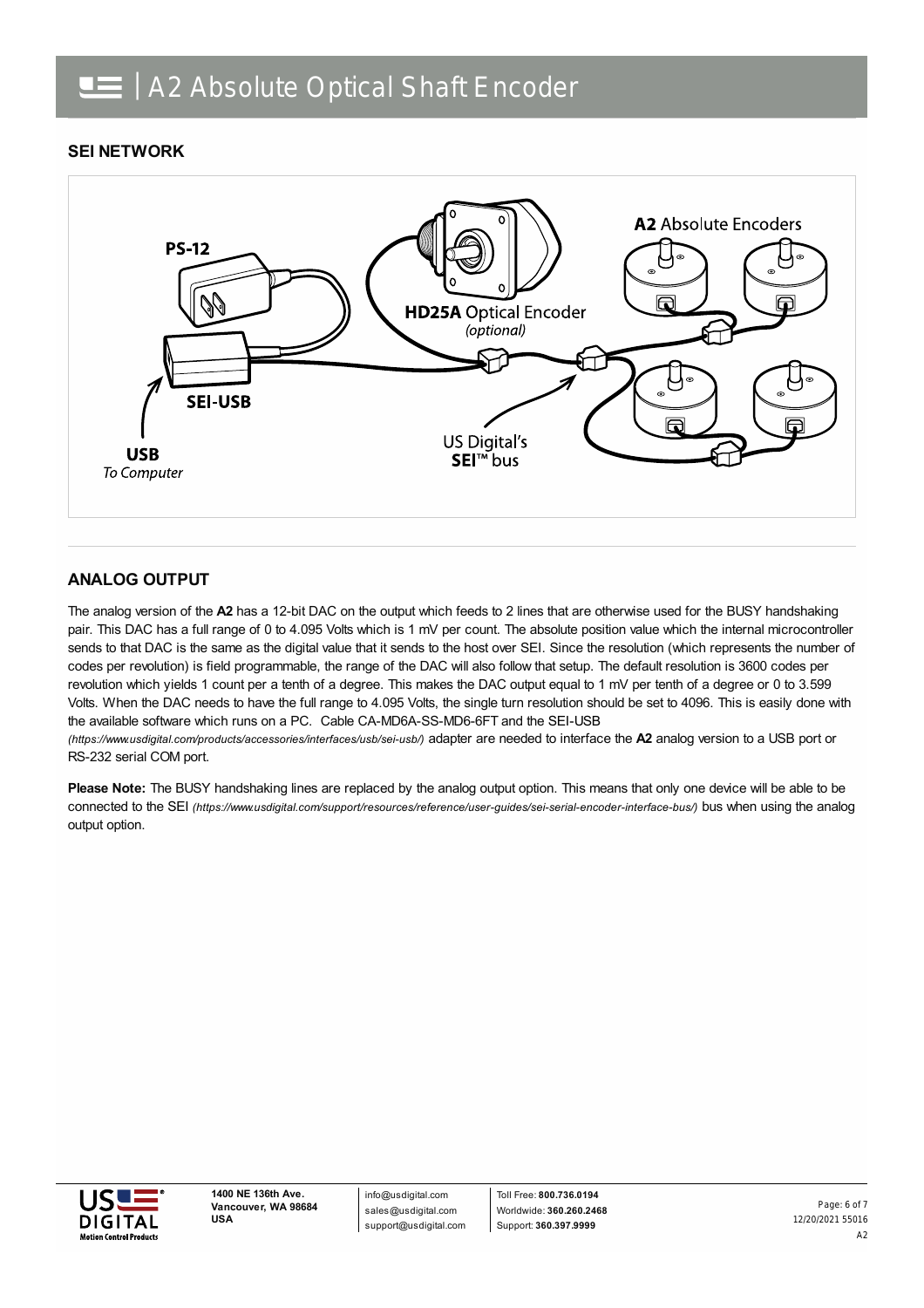## SEI NETWORK

PS-12

SEI-USB

USB
*To Computer*

**HD25A** Optical Encoder
*(optional)*

**A2** Absolute Encoders

US Digital's
**SEI**™ bus

## ANALOG OUTPUT

The analog version of the **A2** has a 12-bit DAC on the output which feeds to 2 lines that are otherwise used for the BUSY handshaking pair. This DAC has a full range of 0 to 4.095 Volts which is 1 mV per count. The absolute position value which the internal microcontroller sends to that DAC is the same as the digital value that it sends to the host over SEI. Since the resolution (which represents the number of codes per revolution) is field programmable, the range of the DAC will also follow that setup. The default resolution is 3600 codes per revolution which yields 1 count per a tenth of a degree. This makes the DAC output equal to 1 mV per tenth of a degree or 0 to 3.599 Volts. When the DAC needs to have the full range to 4.095 Volts, the single turn resolution should be set to 4096. This is easily done with the available software which runs on a PC. Cable CA-MD6A-SS-MD6-6FT and the SEI-USB *(https://www.usdigital.com/products/accessories/interfaces/usb/sei-usb/)* adapter are needed to interface the **A2** analog version to a USB port or RS-232 serial COM port.

**Please Note:** The BUSY handshaking lines are replaced by the analog output option. This means that only one device will be able to be connected to the SEI *(https://www.usdigital.com/support/resources/reference/user-guides/sei-serial-encoder-interface-bus/)* bus when using the analog output option.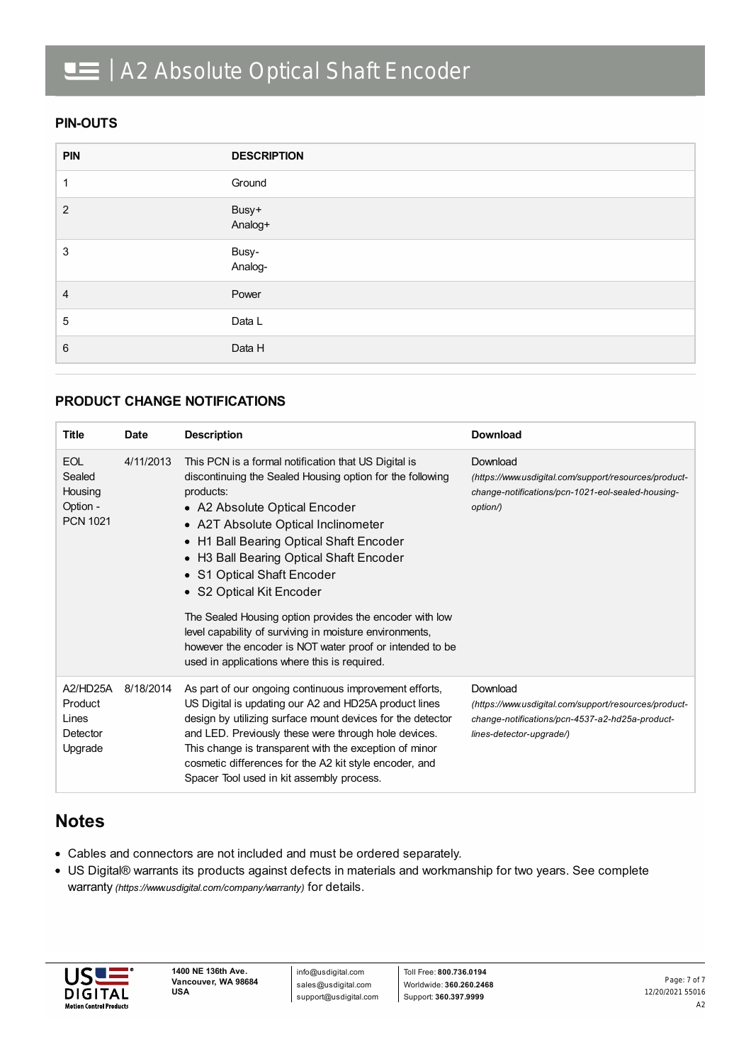## PIN-OUTS

| PIN | DESCRIPTION |
|---|---|
| 1 | Ground |
| 2 | Busy+<br>Analog+ |
| 3 | Busy-<br>Analog- |
| 4 | Power |
| 5 | Data L |
| 6 | Data H |

## PRODUCT CHANGE NOTIFICATIONS

| Title | Date | Description | Download |
|---|---|---|---|
| EOL Sealed Housing Option - PCN 1021 | 4/11/2013 | This PCN is a formal notification that US Digital is discontinuing the Sealed Housing option for the following products:<br>• A2 Absolute Optical Encoder<br>• A2T Absolute Optical Inclinometer<br>• H1 Ball Bearing Optical Shaft Encoder<br>• H3 Ball Bearing Optical Shaft Encoder<br>• S1 Optical Shaft Encoder<br>• S2 Optical Kit Encoder<br><br>The Sealed Housing option provides the encoder with low level capability of surviving in moisture environments, however the encoder is NOT water proof or intended to be used in applications where this is required. | Download *(https://www.usdigital.com/support/resources/product-change-notifications/pcn-1021-eol-sealed-housing-option/)* |
| A2/HD25A Product Lines Detector Upgrade | 8/18/2014 | As part of our ongoing continuous improvement efforts, US Digital is updating our A2 and HD25A product lines design by utilizing surface mount devices for the detector and LED. Previously these were through hole devices. This change is transparent with the exception of minor cosmetic differences for the A2 kit style encoder, and Spacer Tool used in kit assembly process. | Download *(https://www.usdigital.com/support/resources/product-change-notifications/pcn-4537-a2-hd25a-product-lines-detector-upgrade/)* |

# Notes

- Cables and connectors are not included and must be ordered separately.
- US Digital® warrants its products against defects in materials and workmanship for two years. See complete warranty *(https://www.usdigital.com/company/warranty)* for details.